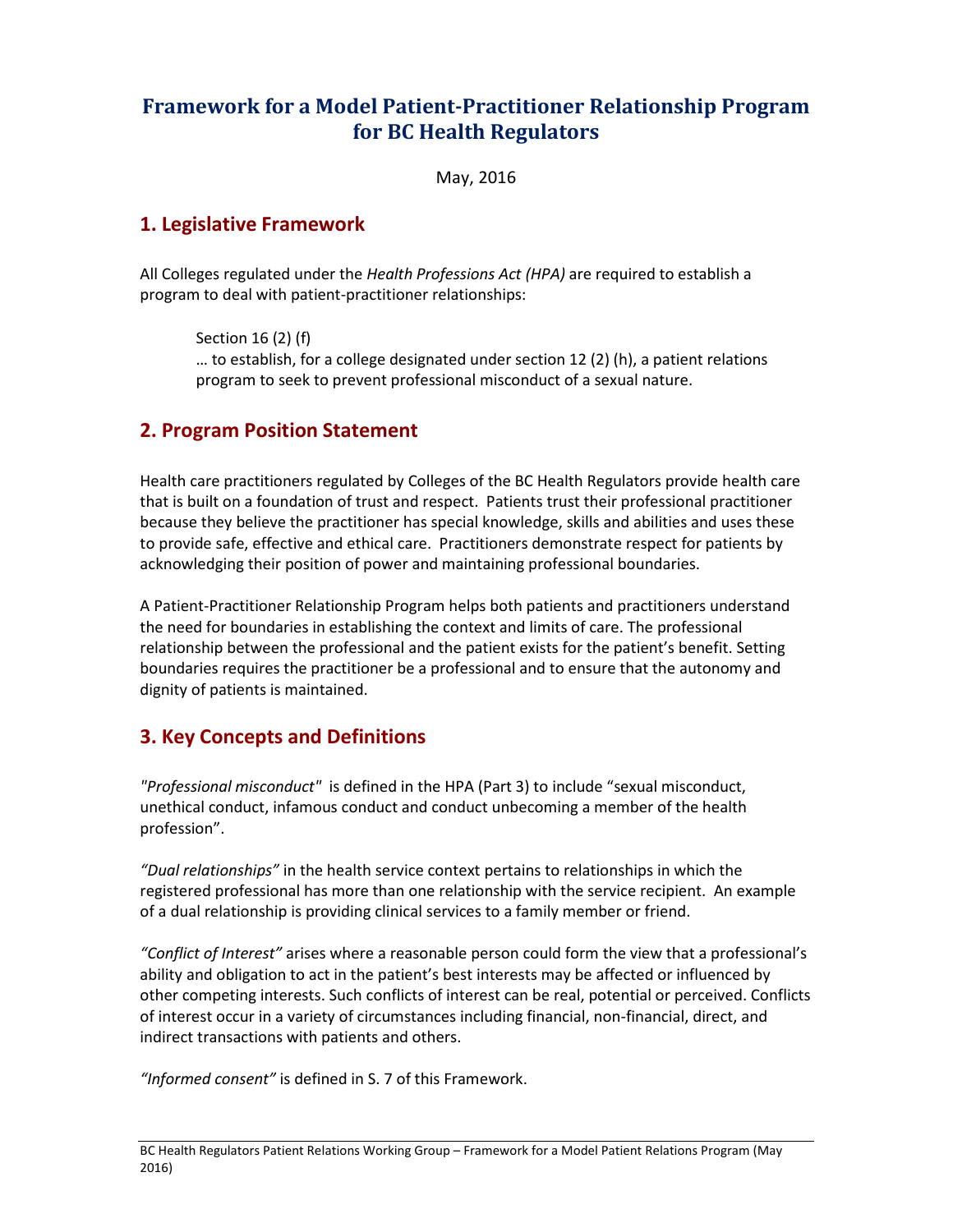# Framework for a Model Patient-Practitioner Relationship Program for BC Health Regulators

May, 2016

## 1. Legislative Framework

All Colleges regulated under the *Health Professions Act (HPA)* are required to establish a program to deal with patient-practitioner relationships:

> Section 16 (2) (f)
> … to establish, for a college designated under section 12 (2) (h), a patient relations program to seek to prevent professional misconduct of a sexual nature.

## 2. Program Position Statement

Health care practitioners regulated by Colleges of the BC Health Regulators provide health care that is built on a foundation of trust and respect. Patients trust their professional practitioner because they believe the practitioner has special knowledge, skills and abilities and uses these to provide safe, effective and ethical care. Practitioners demonstrate respect for patients by acknowledging their position of power and maintaining professional boundaries.

A Patient-Practitioner Relationship Program helps both patients and practitioners understand the need for boundaries in establishing the context and limits of care. The professional relationship between the professional and the patient exists for the patient's benefit. Setting boundaries requires the practitioner be a professional and to ensure that the autonomy and dignity of patients is maintained.

## 3. Key Concepts and Definitions

*"Professional misconduct"* is defined in the HPA (Part 3) to include "sexual misconduct, unethical conduct, infamous conduct and conduct unbecoming a member of the health profession".

*"Dual relationships"* in the health service context pertains to relationships in which the registered professional has more than one relationship with the service recipient. An example of a dual relationship is providing clinical services to a family member or friend.

*"Conflict of Interest"* arises where a reasonable person could form the view that a professional's ability and obligation to act in the patient's best interests may be affected or influenced by other competing interests. Such conflicts of interest can be real, potential or perceived. Conflicts of interest occur in a variety of circumstances including financial, non-financial, direct, and indirect transactions with patients and others.

*"Informed consent"* is defined in S. 7 of this Framework.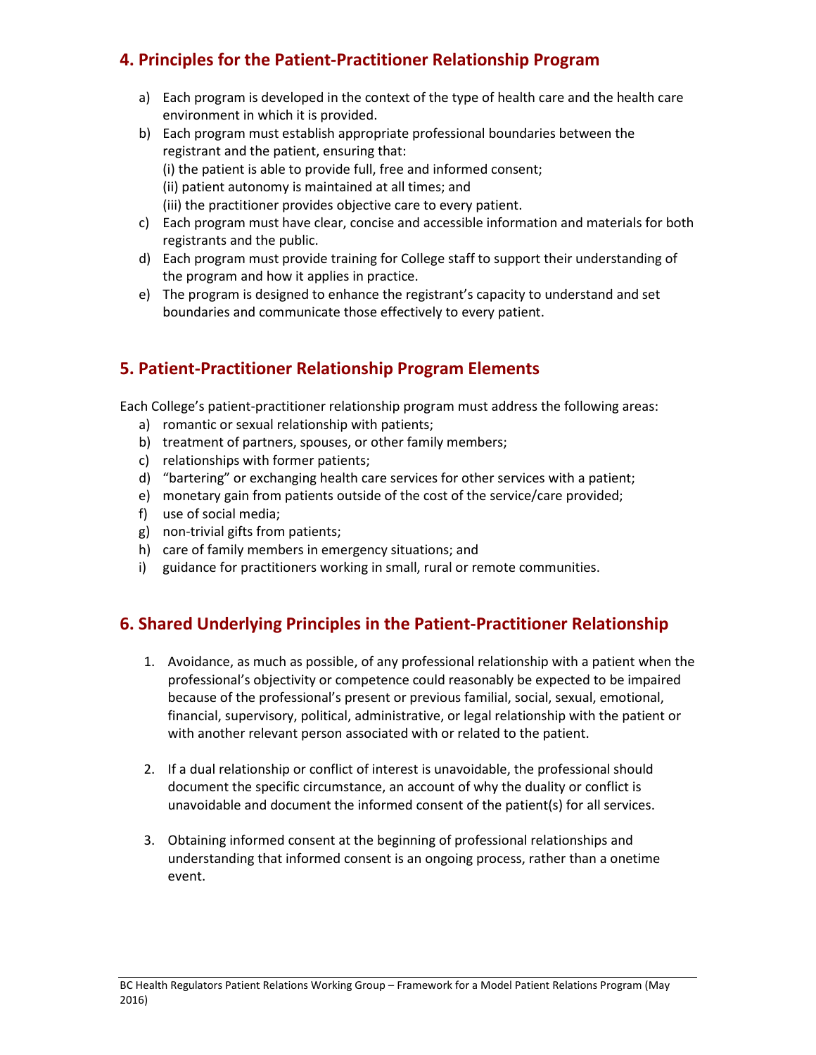## 4. Principles for the Patient-Practitioner Relationship Program

a) Each program is developed in the context of the type of health care and the health care environment in which it is provided.

b) Each program must establish appropriate professional boundaries between the registrant and the patient, ensuring that:
   (i) the patient is able to provide full, free and informed consent;
   (ii) patient autonomy is maintained at all times; and
   (iii) the practitioner provides objective care to every patient.

c) Each program must have clear, concise and accessible information and materials for both registrants and the public.

d) Each program must provide training for College staff to support their understanding of the program and how it applies in practice.

e) The program is designed to enhance the registrant's capacity to understand and set boundaries and communicate those effectively to every patient.

## 5. Patient-Practitioner Relationship Program Elements

Each College's patient-practitioner relationship program must address the following areas:

a) romantic or sexual relationship with patients;
b) treatment of partners, spouses, or other family members;
c) relationships with former patients;
d) "bartering" or exchanging health care services for other services with a patient;
e) monetary gain from patients outside of the cost of the service/care provided;
f) use of social media;
g) non-trivial gifts from patients;
h) care of family members in emergency situations; and
i) guidance for practitioners working in small, rural or remote communities.

## 6. Shared Underlying Principles in the Patient-Practitioner Relationship

1. Avoidance, as much as possible, of any professional relationship with a patient when the professional's objectivity or competence could reasonably be expected to be impaired because of the professional's present or previous familial, social, sexual, emotional, financial, supervisory, political, administrative, or legal relationship with the patient or with another relevant person associated with or related to the patient.

2. If a dual relationship or conflict of interest is unavoidable, the professional should document the specific circumstance, an account of why the duality or conflict is unavoidable and document the informed consent of the patient(s) for all services.

3. Obtaining informed consent at the beginning of professional relationships and understanding that informed consent is an ongoing process, rather than a onetime event.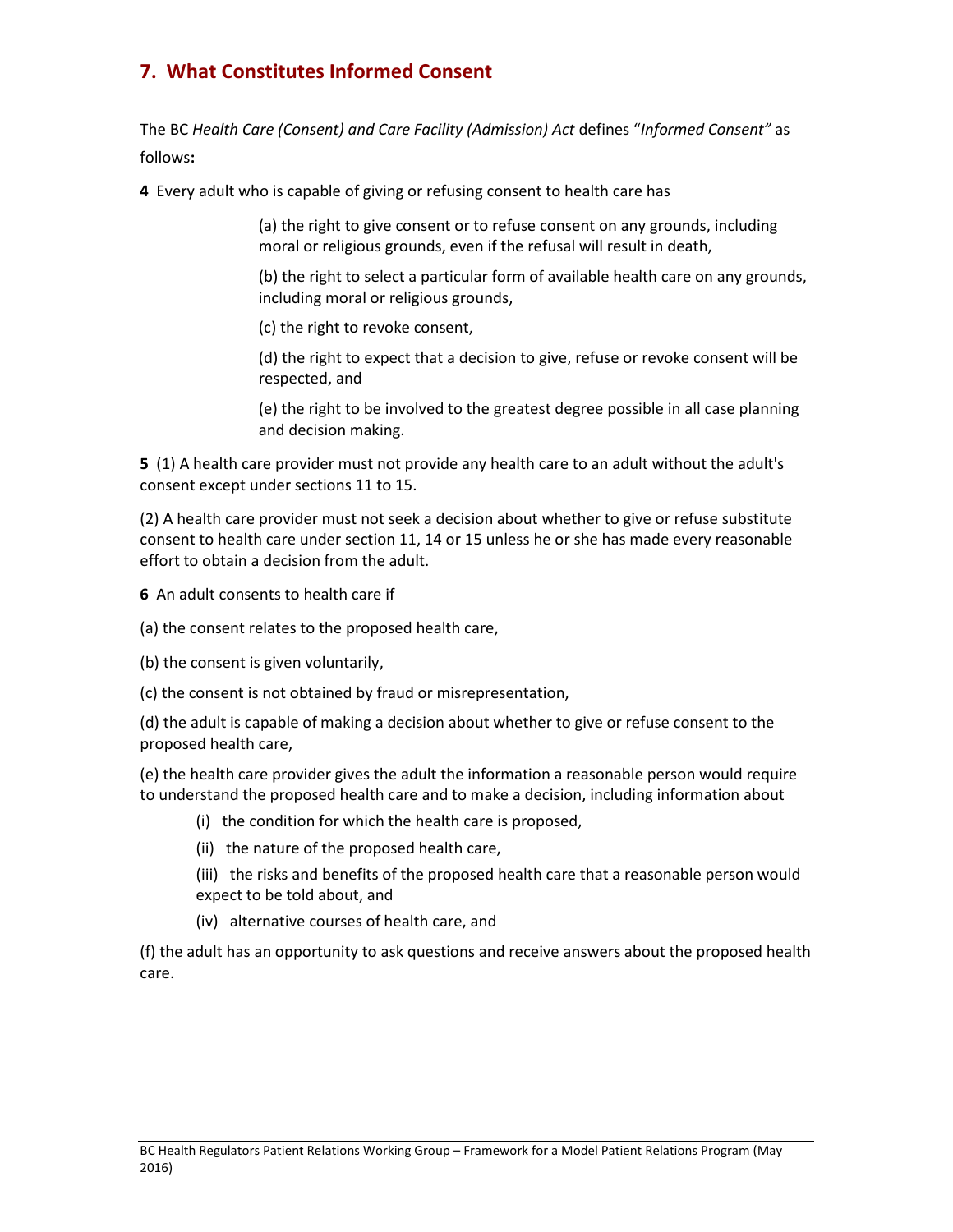## 7. What Constitutes Informed Consent

The BC *Health Care (Consent) and Care Facility (Admission) Act* defines "*Informed Consent"* as follows**:**

**4** Every adult who is capable of giving or refusing consent to health care has

> (a) the right to give consent or to refuse consent on any grounds, including moral or religious grounds, even if the refusal will result in death,
>
> (b) the right to select a particular form of available health care on any grounds, including moral or religious grounds,
>
> (c) the right to revoke consent,
>
> (d) the right to expect that a decision to give, refuse or revoke consent will be respected, and
>
> (e) the right to be involved to the greatest degree possible in all case planning and decision making.

**5** (1) A health care provider must not provide any health care to an adult without the adult's consent except under sections 11 to 15.

(2) A health care provider must not seek a decision about whether to give or refuse substitute consent to health care under section 11, 14 or 15 unless he or she has made every reasonable effort to obtain a decision from the adult.

**6** An adult consents to health care if

(a) the consent relates to the proposed health care,

(b) the consent is given voluntarily,

(c) the consent is not obtained by fraud or misrepresentation,

(d) the adult is capable of making a decision about whether to give or refuse consent to the proposed health care,

(e) the health care provider gives the adult the information a reasonable person would require to understand the proposed health care and to make a decision, including information about

- (i) the condition for which the health care is proposed,
- (ii) the nature of the proposed health care,
- (iii) the risks and benefits of the proposed health care that a reasonable person would expect to be told about, and
- (iv) alternative courses of health care, and

(f) the adult has an opportunity to ask questions and receive answers about the proposed health care.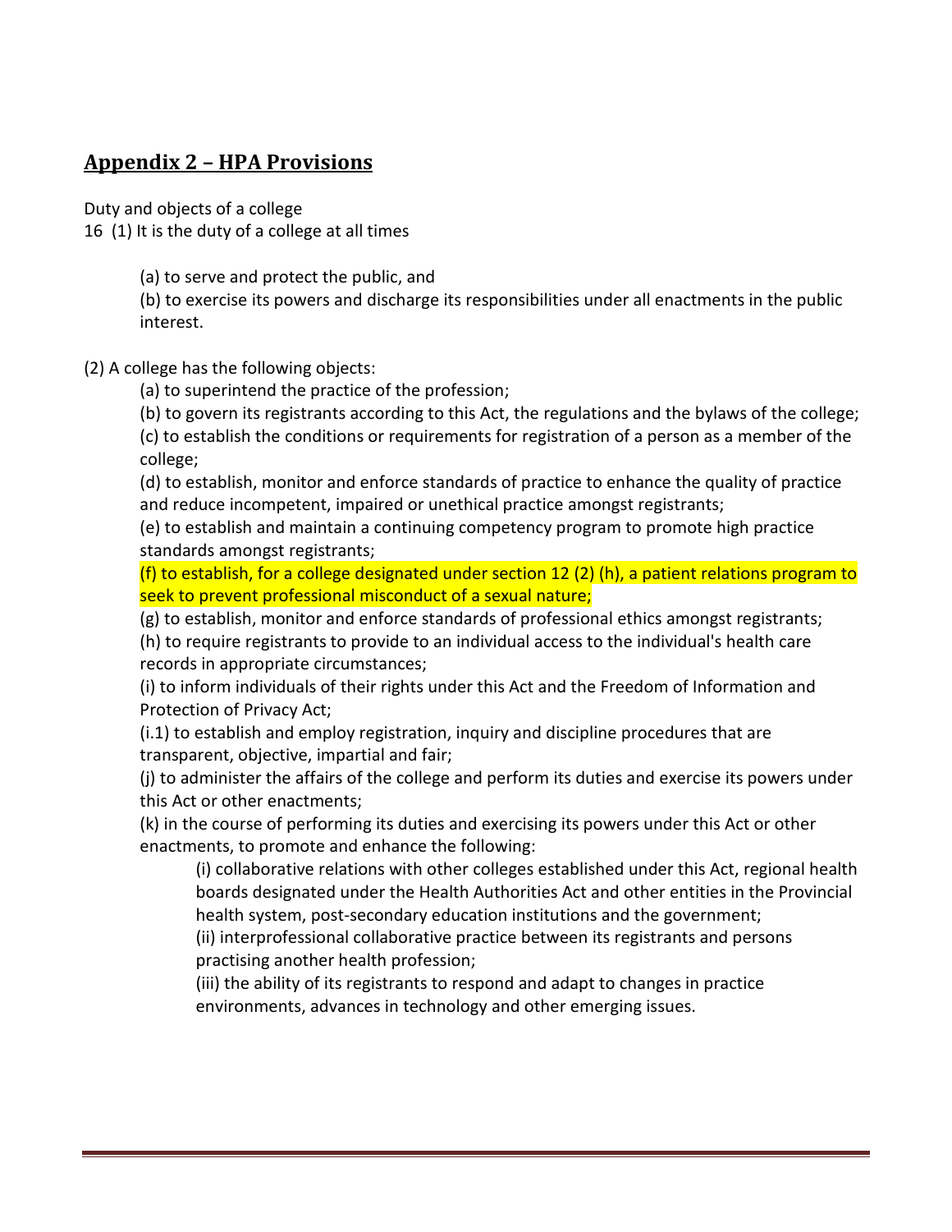## **Appendix 2 – HPA Provisions**

Duty and objects of a college

16 (1) It is the duty of a college at all times

(a) to serve and protect the public, and

(b) to exercise its powers and discharge its responsibilities under all enactments in the public interest.

(2) A college has the following objects:

(a) to superintend the practice of the profession;

(b) to govern its registrants according to this Act, the regulations and the bylaws of the college;

(c) to establish the conditions or requirements for registration of a person as a member of the college;

(d) to establish, monitor and enforce standards of practice to enhance the quality of practice and reduce incompetent, impaired or unethical practice amongst registrants;

(e) to establish and maintain a continuing competency program to promote high practice standards amongst registrants;

(f) to establish, for a college designated under section 12 (2) (h), a patient relations program to seek to prevent professional misconduct of a sexual nature;

(g) to establish, monitor and enforce standards of professional ethics amongst registrants;

(h) to require registrants to provide to an individual access to the individual's health care records in appropriate circumstances;

(i) to inform individuals of their rights under this Act and the Freedom of Information and Protection of Privacy Act;

(i.1) to establish and employ registration, inquiry and discipline procedures that are transparent, objective, impartial and fair;

(j) to administer the affairs of the college and perform its duties and exercise its powers under this Act or other enactments;

(k) in the course of performing its duties and exercising its powers under this Act or other enactments, to promote and enhance the following:

(i) collaborative relations with other colleges established under this Act, regional health boards designated under the Health Authorities Act and other entities in the Provincial health system, post-secondary education institutions and the government;

(ii) interprofessional collaborative practice between its registrants and persons practising another health profession;

(iii) the ability of its registrants to respond and adapt to changes in practice environments, advances in technology and other emerging issues.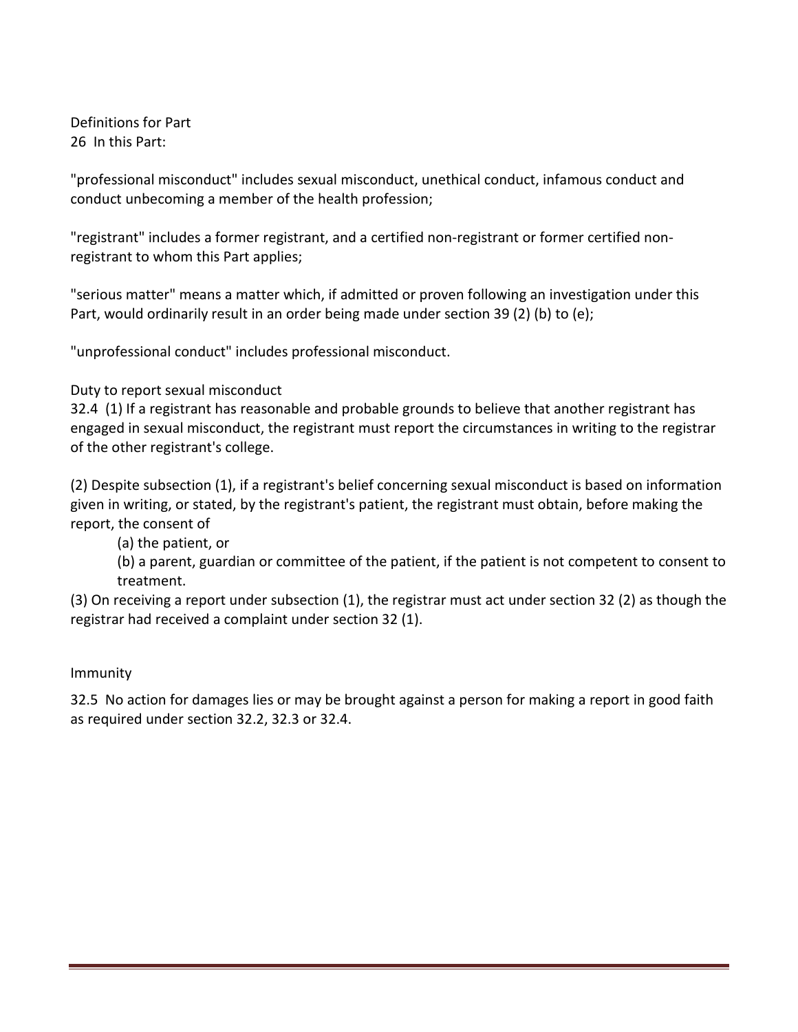Definitions for Part
26 In this Part:

"professional misconduct" includes sexual misconduct, unethical conduct, infamous conduct and conduct unbecoming a member of the health profession;

"registrant" includes a former registrant, and a certified non-registrant or former certified non-registrant to whom this Part applies;

"serious matter" means a matter which, if admitted or proven following an investigation under this Part, would ordinarily result in an order being made under section 39 (2) (b) to (e);

"unprofessional conduct" includes professional misconduct.

Duty to report sexual misconduct
32.4 (1) If a registrant has reasonable and probable grounds to believe that another registrant has engaged in sexual misconduct, the registrant must report the circumstances in writing to the registrar of the other registrant's college.

(2) Despite subsection (1), if a registrant's belief concerning sexual misconduct is based on information given in writing, or stated, by the registrant's patient, the registrant must obtain, before making the report, the consent of

> (a) the patient, or
>
> (b) a parent, guardian or committee of the patient, if the patient is not competent to consent to treatment.

(3) On receiving a report under subsection (1), the registrar must act under section 32 (2) as though the registrar had received a complaint under section 32 (1).

Immunity

32.5 No action for damages lies or may be brought against a person for making a report in good faith as required under section 32.2, 32.3 or 32.4.